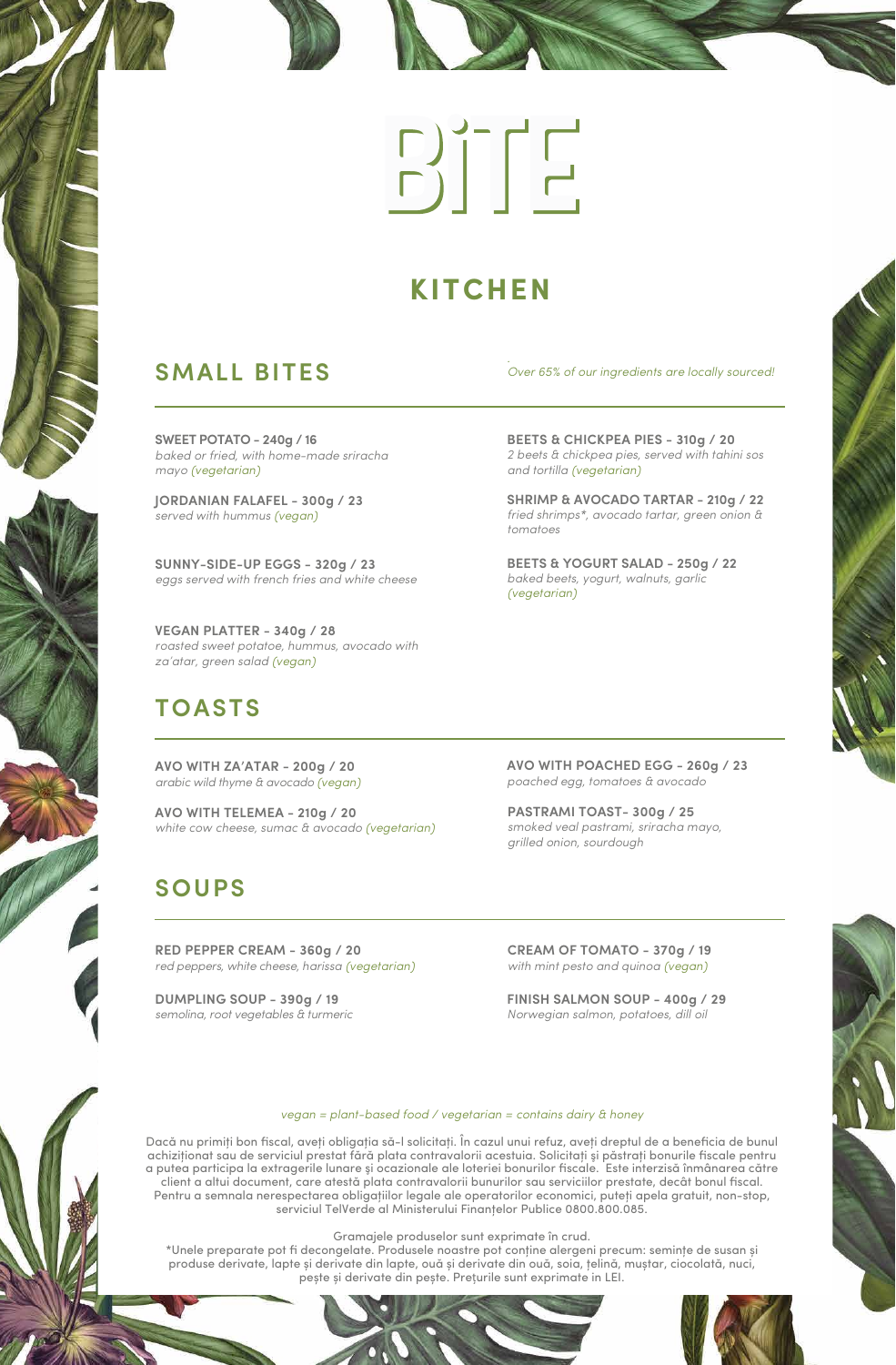# BITE

## KITCHEN

## SMALL BITES

*Over 65% of our ingredients are locally sourced!*

**SWEET POTATO - 240g / 16**
*baked or fried, with home-made sriracha mayo (vegetarian)*

**JORDANIAN FALAFEL - 300g / 23**
*served with hummus (vegan)*

**SUNNY-SIDE-UP EGGS - 320g / 23**
*eggs served with french fries and white cheese*

**VEGAN PLATTER - 340g / 28**
*roasted sweet potatoe, hummus, avocado with za'atar, green salad (vegan)*

**BEETS & CHICKPEA PIES - 310g / 20**
*2 beets & chickpea pies, served with tahini sos and tortilla (vegetarian)*

**SHRIMP & AVOCADO TARTAR - 210g / 22**
*fried shrimps*, avocado tartar, green onion & tomatoes*

**BEETS & YOGURT SALAD - 250g / 22**
*baked beets, yogurt, walnuts, garlic (vegetarian)*

## TOASTS

**AVO WITH ZA'ATAR - 200g / 20**
*arabic wild thyme & avocado (vegan)*

**AVO WITH TELEMEA - 210g / 20**
*white cow cheese, sumac & avocado (vegetarian)*

**AVO WITH POACHED EGG - 260g / 23**
*poached egg, tomatoes & avocado*

**PASTRAMI TOAST- 300g / 25**
*smoked veal pastrami, sriracha mayo, grilled onion, sourdough*

## SOUPS

**RED PEPPER CREAM - 360g / 20**
*red peppers, white cheese, harissa (vegetarian)*

**DUMPLING SOUP - 390g / 19**
*semolina, root vegetables & turmeric*

**CREAM OF TOMATO - 370g / 19**
*with mint pesto and quinoa (vegan)*

**FINISH SALMON SOUP - 400g / 29**
*Norwegian salmon, potatoes, dill oil*

*vegan = plant-based food / vegetarian = contains dairy & honey*

Dacă nu primiți bon fiscal, aveți obligația să-l solicitați. În cazul unui refuz, aveți dreptul de a beneficia de bunul achiziționat sau de serviciul prestat fără plata contravalorii acestuia. Solicitați și păstrați bonurile fiscale pentru a putea participa la extragerile lunare și ocazionale ale loteriei bonurilor fiscale. Este interzisă înmânarea către client a altui document, care atestă plata contravalorii bunurilor sau serviciilor prestate, decât bonul fiscal. Pentru a semnala nerespectarea obligațiilor legale ale operatorilor economici, puteți apela gratuit, non-stop, serviciul TelVerde al Ministerului Finanțelor Publice 0800.800.085.

Gramajele produselor sunt exprimate în crud.
*Unele preparate pot fi decongelate. Produsele noastre pot conține alergeni precum: semințe de susan și produse derivate, lapte și derivate din lapte, ouă și derivate din ouă, soia, țelină, muștar, ciocolată, nuci, pește și derivate din pește. Prețurile sunt exprimate in LEI.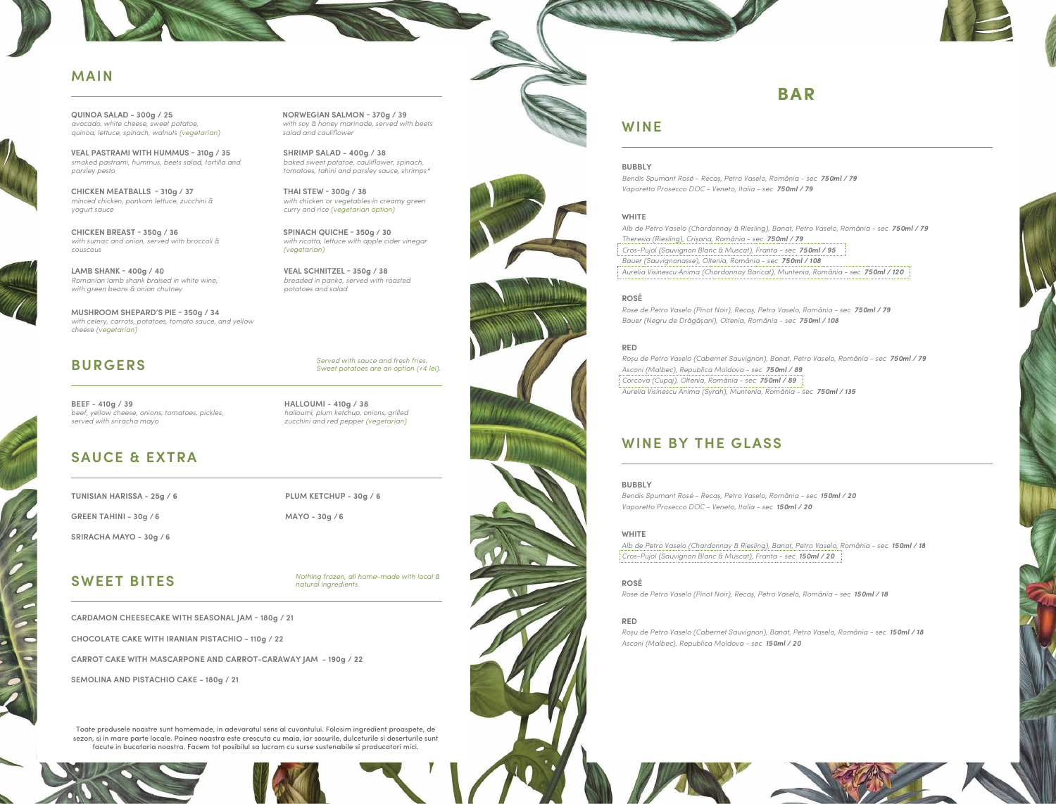## MAIN

**QUINOA SALAD - 300g / 25**
*avocado, white cheese, sweet potatoe, quinoa, lettuce, spinach, walnuts (vegetarian)*

**VEAL PASTRAMI WITH HUMMUS - 310g / 35**
*smoked pastrami, hummus, beets salad, tortilla and parsley pesto*

**CHICKEN MEATBALLS - 310g / 37**
*minced chicken, pankom lettuce, zucchini & yogurt sauce*

**CHICKEN BREAST - 350g / 36**
*with sumac and onion, served with broccoli & couscous*

**LAMB SHANK - 400g / 40**
*Romanian lamb shank braised in white wine, with green beans & onion chutney*

**MUSHROOM SHEPARD'S PIE - 350g / 34**
*with celery, carrots, potatoes, tomato sauce, and yellow cheese (vegetarian)*

**NORWEGIAN SALMON - 370g / 39**
*with soy & honey marinade, served with beets salad and cauliflower*

**SHRIMP SALAD - 400g / 38**
*baked sweet potatoe, cauliflower, spinach, tomatoes, tahini and parsley sauce, shrimps**

**THAI STEW - 300g / 38**
*with chicken or vegetables in creamy green curry and rice (vegetarian option)*

**SPINACH QUICHE - 350g / 30**
*with ricotta, lettuce with apple cider vinegar (vegetarian)*

**VEAL SCHNITZEL - 350g / 38**
*breaded in panko, served with roasted potatoes and salad*

## BURGERS

*Served with sauce and fresh fries. Sweet potatoes are an option (+4 lei).*

**BEEF - 410g / 39**
*beef, yellow cheese, onions, tomatoes, pickles, served with sriracha mayo*

**HALLOUMI - 410g / 38**
*halloumi, plum ketchup, onions, grilled zucchini and red pepper (vegetarian)*

## SAUCE & EXTRA

**TUNISIAN HARISSA - 25g / 6**

**GREEN TAHINI - 30g / 6**

**SRIRACHA MAYO - 30g / 6**

**PLUM KETCHUP - 30g / 6**

**MAYO - 30g / 6**

## SWEET BITES

*Nothing frozen, all home-made with local & natural ingredients.*

**CARDAMON CHEESECAKE WITH SEASONAL JAM - 180g / 21**

**CHOCOLATE CAKE WITH IRANIAN PISTACHIO - 110g / 22**

**CARROT CAKE WITH MASCARPONE AND CARROT-CARAWAY JAM - 190g / 22**

**SEMOLINA AND PISTACHIO CAKE - 180g / 21**

Toate produsele noastre sunt homemade, in adevaratul sens al cuvantului. Folosim ingredient proaspete, de sezon, si in mare parte locale. Painea noastra este crescuta cu maia, iar sosurile, dulceturile si deserturile sunt facute in bucataria noastra. Facem tot posibilul sa lucram cu surse sustenabile si producatori mici.

# BAR

## WINE

### BUBBLY

*Bendis Spumant Rosé - Recaș, Petro Vaselo, România - sec* ***750ml / 79***
*Vaporetto Prosecco DOC - Veneto, Italia - sec* ***750ml / 79***

### WHITE

*Alb de Petro Vaselo (Chardonnay & Riesling), Banat, Petro Vaselo, România - sec* ***750ml / 79***
*Theresia (Riesling), Crișana, România - sec* ***750ml / 79***
*Cros-Pujol (Sauvignon Blanc & Muscat), Franta - sec* ***750ml / 95***
*Bauer (Sauvignonasse), Oltenia, România - sec* ***750ml / 108***
*Aurelia Visinescu Anima (Chardonnay Baricat), Muntenia, România - sec* ***750ml / 120***

### ROSÉ

*Rose de Petro Vaselo (Pinot Noir), Recaș, Petro Vaselo, România - sec* ***750ml / 79***
*Bauer (Negru de Drăgășani), Oltenia, România - sec* ***750ml / 108***

### RED

*Roșu de Petro Vaselo (Cabernet Sauvignon), Banat, Petro Vaselo, România - sec* ***750ml / 79***
*Asconi (Malbec), Republica Moldova - sec* ***750ml / 89***
*Corcova (Cupaj), Oltenia, România - sec* ***750ml / 89***
*Aurelia Visinescu Anima (Syrah), Muntenia, România - sec* ***750ml / 135***

## WINE BY THE GLASS

### BUBBLY

*Bendis Spumant Rosé - Recaș, Petro Vaselo, România - sec* ***150ml / 20***
*Vaporetto Prosecco DOC - Veneto, Italia - sec* ***150ml / 20***

### WHITE

*Alb de Petro Vaselo (Chardonnay & Riesling), Banat, Petro Vaselo, România - sec* ***150ml / 18***
*Cros-Pujol (Sauvignon Blanc & Muscat), Franta - sec* ***150ml / 20***

### ROSÉ

*Rose de Petro Vaselo (Pinot Noir), Recaș, Petro Vaselo, România - sec* ***150ml / 18***

### RED

*Roșu de Petro Vaselo (Cabernet Sauvignon), Banat, Petro Vaselo, România - sec* ***150ml / 18***
*Asconi (Malbec), Republica Moldova - sec* ***150ml / 20***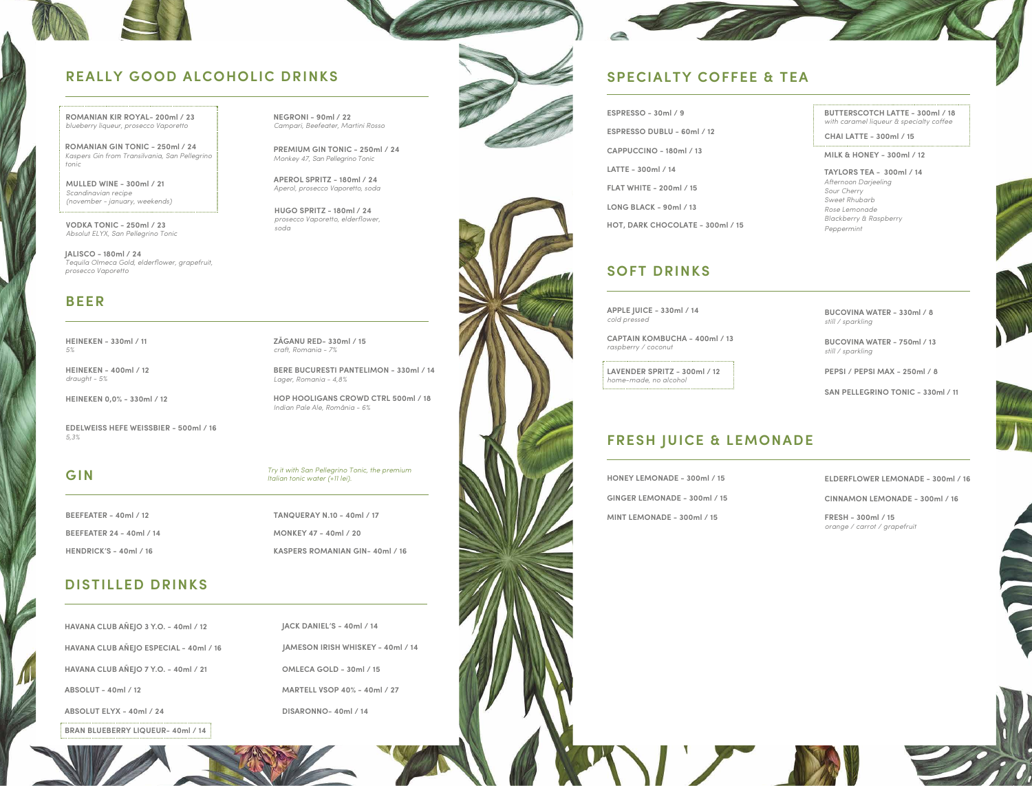## REALLY GOOD ALCOHOLIC DRINKS

**ROMANIAN KIR ROYAL- 200ml / 23**
*blueberry liqueur, prosecco Vaporetto*

**ROMANIAN GIN TONIC - 250ml / 24**
*Kaspers Gin from Transilvania, San Pellegrino tonic*

**MULLED WINE - 300ml / 21**
*Scandinavian recipe*
*(november – january, weekends)*

**VODKA TONIC - 250ml / 23**
*Absolut ELYX, San Pellegrino Tonic*

**JALISCO - 180ml / 24**
*Tequila Olmeca Gold, elderflower, grapefruit, prosecco Vaporetto*

**NEGRONI - 90ml / 22**
*Campari, Beefeater, Martini Rosso*

**PREMIUM GIN TONIC - 250ml / 24**
*Monkey 47, San Pellegrino Tonic*

**APEROL SPRITZ - 180ml / 24**
*Aperol, prosecco Vaporetto, soda*

**HUGO SPRITZ - 180ml / 24**
*prosecco Vaporetto, elderflower, soda*

## BEER

**HEINEKEN - 330ml / 11**
*5%*

**HEINEKEN - 400ml / 12**
*draught - 5%*

**HEINEKEN 0,0% - 330ml / 12**

**EDELWEISS HEFE WEISSBIER - 500ml / 16**
*5,3%*

**ZĂGANU RED- 330ml / 15**
*craft, Romania - 7%*

**BERE BUCURESTI PANTELIMON - 330ml / 14**
*Lager, Romania - 4,8%*

**HOP HOOLIGANS CROWD CTRL 500ml / 18**
*Indian Pale Ale, România - 6%*

## GIN

*Try it with San Pellegrino Tonic, the premium Italian tonic water (+11 lei).*

**BEEFEATER - 40ml / 12**

**BEEFEATER 24 - 40ml / 14**

**HENDRICK'S - 40ml / 16**

**TANQUERAY N.10 - 40ml / 17**

**MONKEY 47 - 40ml / 20**

**KASPERS ROMANIAN GIN- 40ml / 16**

## DISTILLED DRINKS

**HAVANA CLUB AÑEJO 3 Y.O. - 40ml / 12**

**HAVANA CLUB AÑEJO ESPECIAL - 40ml / 16**

**HAVANA CLUB AÑEJO 7 Y.O. - 40ml / 21**

**ABSOLUT - 40ml / 12**

**ABSOLUT ELYX - 40ml / 24**

**BRAN BLUEBERRY LIQUEUR- 40ml / 14**

**JACK DANIEL'S - 40ml / 14**

**JAMESON IRISH WHISKEY - 40ml / 14**

**OMLECA GOLD - 30ml / 15**

**MARTELL VSOP 40% - 40ml / 27**

**DISARONNO- 40ml / 14**

## SPECIALTY COFFEE & TEA

**ESPRESSO - 30ml / 9**

**ESPRESSO DUBLU - 60ml / 12**

**CAPPUCCINO - 180ml / 13**

**LATTE - 300ml / 14**

**FLAT WHITE - 200ml / 15**

**LONG BLACK - 90ml / 13**

**HOT, DARK CHOCOLATE - 300ml / 15**

**BUTTERSCOTCH LATTE - 300ml / 18**
*with caramel liqueur & specialty coffee*

**CHAI LATTE - 300ml / 15**

**MILK & HONEY - 300ml / 12**

**TAYLORS TEA - 300ml / 14**
*Afternoon Darjeeling*
*Sour Cherry*
*Sweet Rhubarb*
*Rose Lemonade*
*Blackberry & Raspberry*
*Peppermint*

## SOFT DRINKS

**APPLE JUICE - 330ml / 14**
*cold pressed*

**CAPTAIN KOMBUCHA - 400ml / 13**
*raspberry / coconut*

**LAVENDER SPRITZ - 300ml / 12**
*home-made, no alcohol*

**BUCOVINA WATER - 330ml / 8**
*still / sparkling*

**BUCOVINA WATER - 750ml / 13**
*still / sparkling*

**PEPSI / PEPSI MAX - 250ml / 8**

**SAN PELLEGRINO TONIC - 330ml / 11**

## FRESH JUICE & LEMONADE

**HONEY LEMONADE - 300ml / 15**

**GINGER LEMONADE - 300ml / 15**

**MINT LEMONADE - 300ml / 15**

**ELDERFLOWER LEMONADE - 300ml / 16**

**CINNAMON LEMONADE - 300ml / 16**

**FRESH - 300ml / 15**
*orange / carrot / grapefruit*